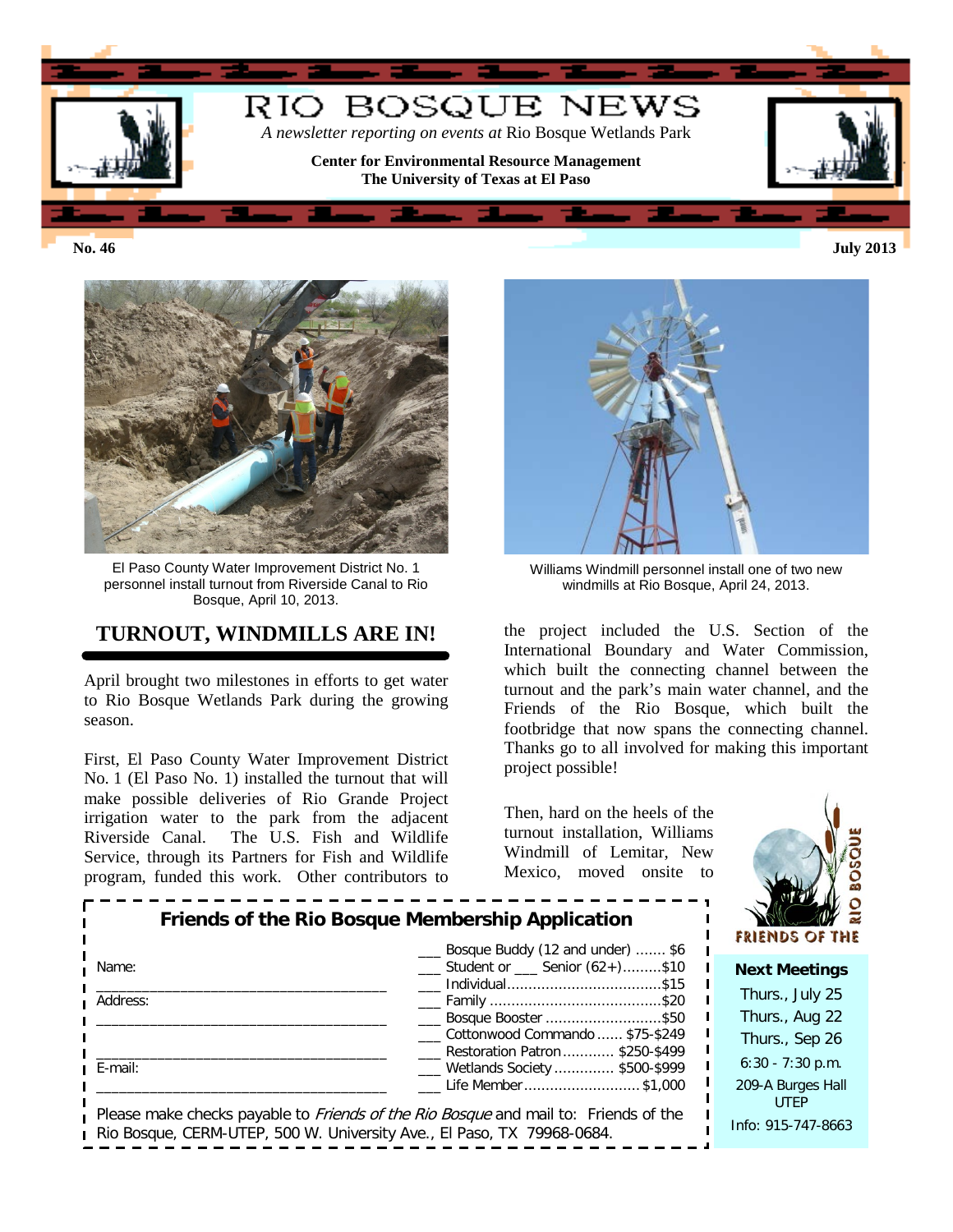# RIO BOSQUE NEWS

*A newsletter reporting on events at* Rio Bosque Wetlands Park

**Center for Environmental Resource Management**
**The University of Texas at El Paso**

**No. 46** **July 2013**

El Paso County Water Improvement District No. 1 personnel install turnout from Riverside Canal to Rio Bosque, April 10, 2013.

Williams Windmill personnel install one of two new windmills at Rio Bosque, April 24, 2013.

## TURNOUT, WINDMILLS ARE IN!

April brought two milestones in efforts to get water to Rio Bosque Wetlands Park during the growing season.

First, El Paso County Water Improvement District No. 1 (El Paso No. 1) installed the turnout that will make possible deliveries of Rio Grande Project irrigation water to the park from the adjacent Riverside Canal. The U.S. Fish and Wildlife Service, through its Partners for Fish and Wildlife program, funded this work. Other contributors to the project included the U.S. Section of the International Boundary and Water Commission, which built the connecting channel between the turnout and the park's main water channel, and the Friends of the Rio Bosque, which built the footbridge that now spans the connecting channel. Thanks go to all involved for making this important project possible!

Then, hard on the heels of the turnout installation, Williams Windmill of Lemitar, New Mexico, moved onsite to

### Friends of the Rio Bosque Membership Application

Name: ___________________________________

Address: ___________________________________

___________________________________

E-mail: ___________________________________

- ___ Bosque Buddy (12 and under) ....... $6
- ___ Student or ___ Senior (62+).........$10
- ___ Individual.....................................$15
- ___ Family ..........................................$20
- ___ Bosque Booster ............................$50
- ___ Cottonwood Commando ...... $75-$249
- ___ Restoration Patron ............ $250-$499
- ___ Wetlands Society .............. $500-$999
- ___ Life Member ............................ $1,000

Please make checks payable to *Friends of the Rio Bosque* and mail to: Friends of the Rio Bosque, CERM-UTEP, 500 W. University Ave., El Paso, TX 79968-0684.

FRIENDS OF THE RIO BOSQUE

**Next Meetings**

Thurs., July 25
Thurs., Aug 22
Thurs., Sep 26

6:30 - 7:30 p.m.

209-A Burges Hall
UTEP

Info: 915-747-8663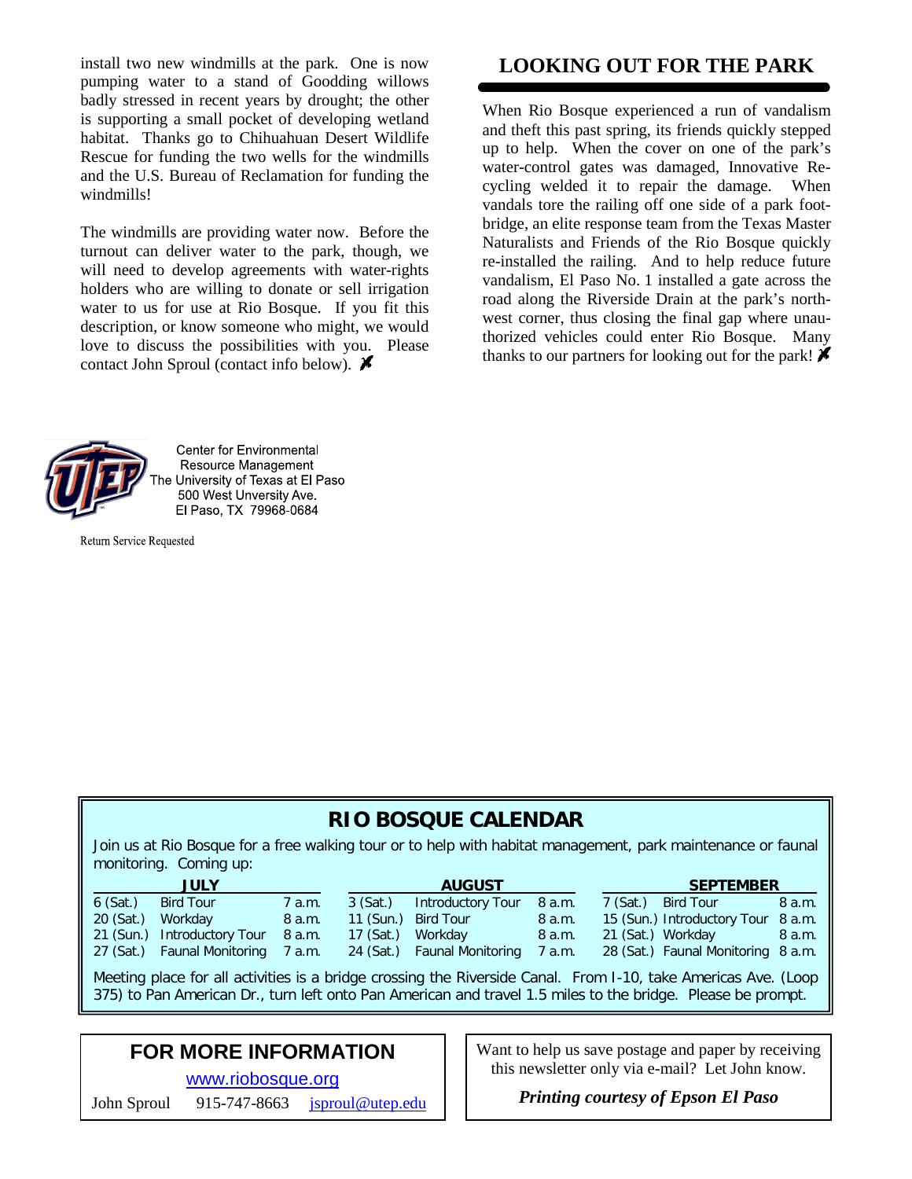install two new windmills at the park. One is now pumping water to a stand of Goodding willows badly stressed in recent years by drought; the other is supporting a small pocket of developing wetland habitat. Thanks go to Chihuahuan Desert Wildlife Rescue for funding the two wells for the windmills and the U.S. Bureau of Reclamation for funding the windmills!

The windmills are providing water now. Before the turnout can deliver water to the park, though, we will need to develop agreements with water-rights holders who are willing to donate or sell irrigation water to us for use at Rio Bosque. If you fit this description, or know someone who might, we would love to discuss the possibilities with you. Please contact John Sproul (contact info below).

## LOOKING OUT FOR THE PARK

When Rio Bosque experienced a run of vandalism and theft this past spring, its friends quickly stepped up to help. When the cover on one of the park's water-control gates was damaged, Innovative Recycling welded it to repair the damage. When vandals tore the railing off one side of a park footbridge, an elite response team from the Texas Master Naturalists and Friends of the Rio Bosque quickly re-installed the railing. And to help reduce future vandalism, El Paso No. 1 installed a gate across the road along the Riverside Drain at the park's northwest corner, thus closing the final gap where unauthorized vehicles could enter Rio Bosque. Many thanks to our partners for looking out for the park!

Center for Environmental Resource Management
The University of Texas at El Paso
500 West Unversity Ave.
El Paso, TX 79968-0684

Return Service Requested

## RIO BOSQUE CALENDAR

Join us at Rio Bosque for a free walking tour or to help with habitat management, park maintenance or faunal monitoring. Coming up:

| JULY | | | AUGUST | | | SEPTEMBER | | |
|---|---|---|---|---|---|---|---|---|
| 6 (Sat.) | Bird Tour | 7 a.m. | 3 (Sat.) | Introductory Tour | 8 a.m. | 7 (Sat.) | Bird Tour | 8 a.m. |
| 20 (Sat.) | Workday | 8 a.m. | 11 (Sun.) | Bird Tour | 8 a.m. | 15 (Sun.) | Introductory Tour | 8 a.m. |
| 21 (Sun.) | Introductory Tour | 8 a.m. | 17 (Sat.) | Workday | 8 a.m. | 21 (Sat.) | Workday | 8 a.m. |
| 27 (Sat.) | Faunal Monitoring | 7 a.m. | 24 (Sat.) | Faunal Monitoring | 7 a.m. | 28 (Sat.) | Faunal Monitoring | 8 a.m. |

Meeting place for all activities is a bridge crossing the Riverside Canal. From I-10, take Americas Ave. (Loop 375) to Pan American Dr., turn left onto Pan American and travel 1.5 miles to the bridge. Please be prompt.

## FOR MORE INFORMATION

www.riobosque.org

John Sproul 915-747-8663 jsproul@utep.edu

Want to help us save postage and paper by receiving this newsletter only via e-mail? Let John know.

***Printing courtesy of Epson El Paso***